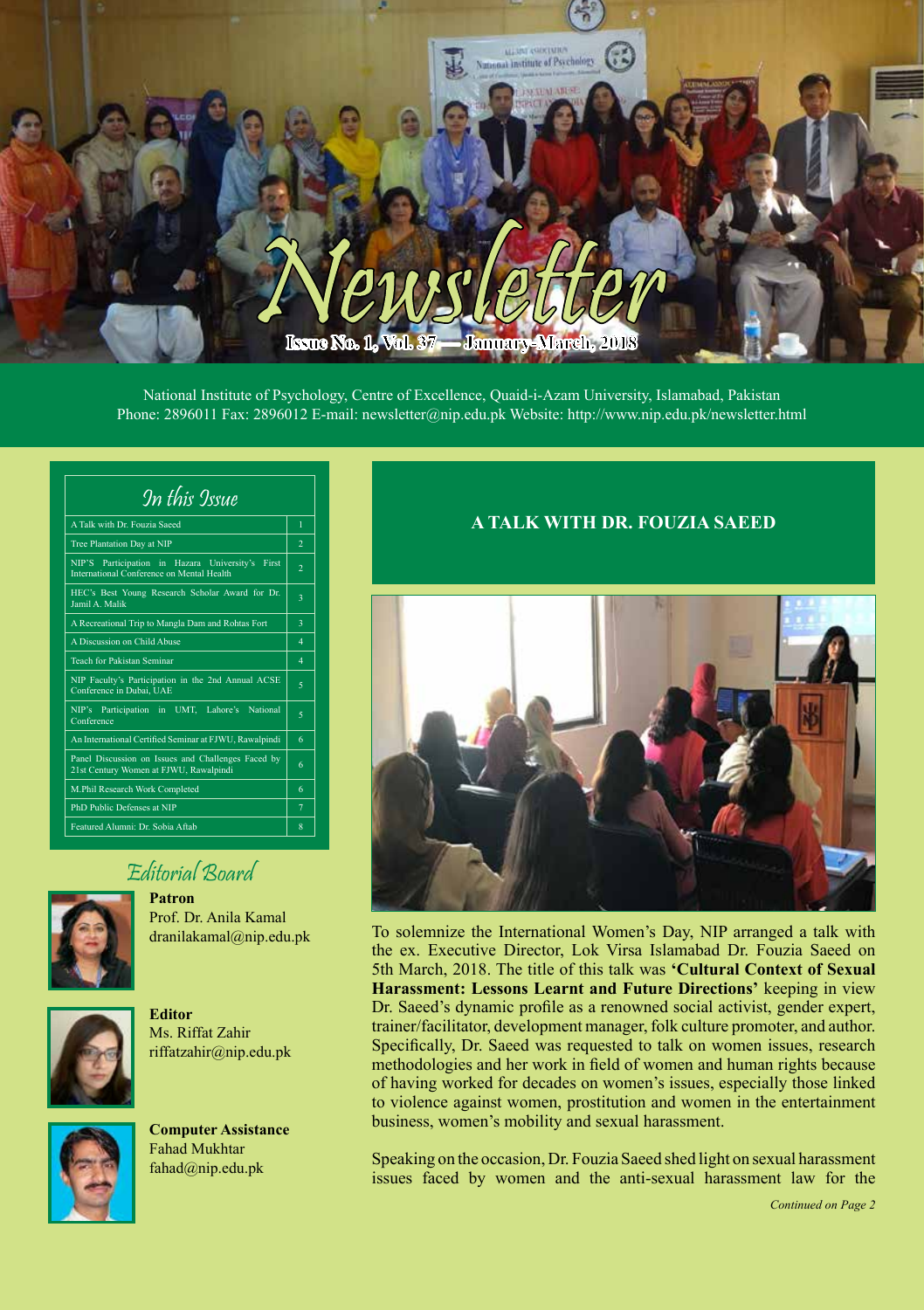# Newsletter

**Issue No. 1, Vol. 37 — January-March, 2018**

National Institute of Psychology, Centre of Excellence, Quaid-i-Azam University, Islamabad, Pakistan
Phone: 2896011 Fax: 2896012 E-mail: newsletter@nip.edu.pk Website: http://www.nip.edu.pk/newsletter.html

## In this Issue

| | |
|---|---|
| A Talk with Dr. Fouzia Saeed | 1 |
| Tree Plantation Day at NIP | 2 |
| NIP'S Participation in Hazara University's First International Conference on Mental Health | 2 |
| HEC's Best Young Research Scholar Award for Dr. Jamil A. Malik | 3 |
| A Recreational Trip to Mangla Dam and Rohtas Fort | 3 |
| A Discussion on Child Abuse | 4 |
| Teach for Pakistan Seminar | 4 |
| NIP Faculty's Participation in the 2nd Annual ACSE Conference in Dubai, UAE | 5 |
| NIP's Participation in UMT, Lahore's National Conference | 5 |
| An International Certified Seminar at FJWU, Rawalpindi | 6 |
| Panel Discussion on Issues and Challenges Faced by 21st Century Women at FJWU, Rawalpindi | 6 |
| M.Phil Research Work Completed | 6 |
| PhD Public Defenses at NIP | 7 |
| Featured Alumni: Dr. Sobia Aftab | 8 |

## Editorial Board

**Patron**
Prof. Dr. Anila Kamal
dranilakamal@nip.edu.pk

**Editor**
Ms. Riffat Zahir
riffatzahir@nip.edu.pk

**Computer Assistance**
Fahad Mukhtar
fahad@nip.edu.pk

## A TALK WITH DR. FOUZIA SAEED

To solemnize the International Women's Day, NIP arranged a talk with the ex. Executive Director, Lok Virsa Islamabad Dr. Fouzia Saeed on 5th March, 2018. The title of this talk was **'Cultural Context of Sexual Harassment: Lessons Learnt and Future Directions'** keeping in view Dr. Saeed's dynamic profile as a renowned social activist, gender expert, trainer/facilitator, development manager, folk culture promoter, and author. Specifically, Dr. Saeed was requested to talk on women issues, research methodologies and her work in field of women and human rights because of having worked for decades on women's issues, especially those linked to violence against women, prostitution and women in the entertainment business, women's mobility and sexual harassment.

Speaking on the occasion, Dr. Fouzia Saeed shed light on sexual harassment issues faced by women and the anti-sexual harassment law for the

*Continued on Page 2*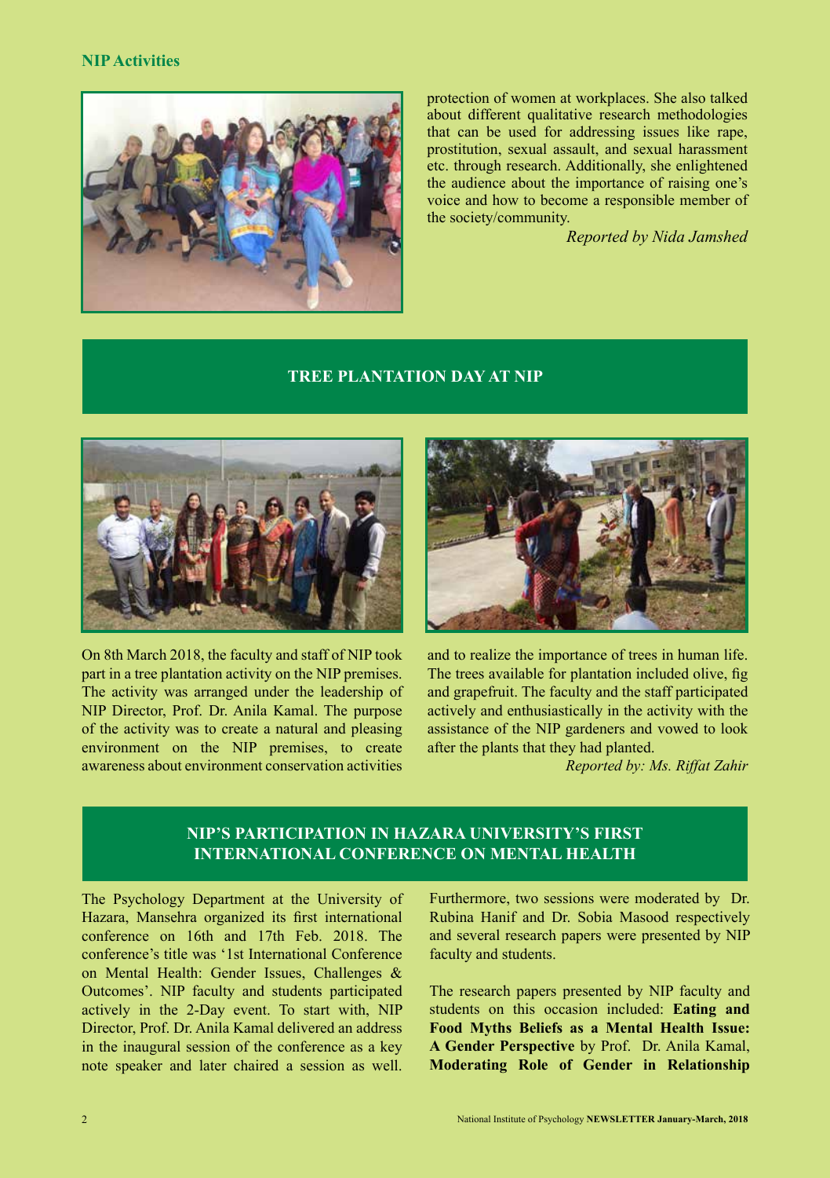protection of women at workplaces. She also talked about different qualitative research methodologies that can be used for addressing issues like rape, prostitution, sexual assault, and sexual harassment etc. through research. Additionally, she enlightened the audience about the importance of raising one's voice and how to become a responsible member of the society/community.

*Reported by Nida Jamshed*

## TREE PLANTATION DAY AT NIP

On 8th March 2018, the faculty and staff of NIP took part in a tree plantation activity on the NIP premises. The activity was arranged under the leadership of NIP Director, Prof. Dr. Anila Kamal. The purpose of the activity was to create a natural and pleasing environment on the NIP premises, to create awareness about environment conservation activities and to realize the importance of trees in human life. The trees available for plantation included olive, fig and grapefruit. The faculty and the staff participated actively and enthusiastically in the activity with the assistance of the NIP gardeners and vowed to look after the plants that they had planted.

*Reported by: Ms. Riffat Zahir*

## NIP'S PARTICIPATION IN HAZARA UNIVERSITY'S FIRST INTERNATIONAL CONFERENCE ON MENTAL HEALTH

The Psychology Department at the University of Hazara, Mansehra organized its first international conference on 16th and 17th Feb. 2018. The conference's title was '1st International Conference on Mental Health: Gender Issues, Challenges & Outcomes'. NIP faculty and students participated actively in the 2-Day event. To start with, NIP Director, Prof. Dr. Anila Kamal delivered an address in the inaugural session of the conference as a key note speaker and later chaired a session as well. Furthermore, two sessions were moderated by Dr. Rubina Hanif and Dr. Sobia Masood respectively and several research papers were presented by NIP faculty and students.

The research papers presented by NIP faculty and students on this occasion included: **Eating and Food Myths Beliefs as a Mental Health Issue: A Gender Perspective** by Prof. Dr. Anila Kamal, **Moderating Role of Gender in Relationship**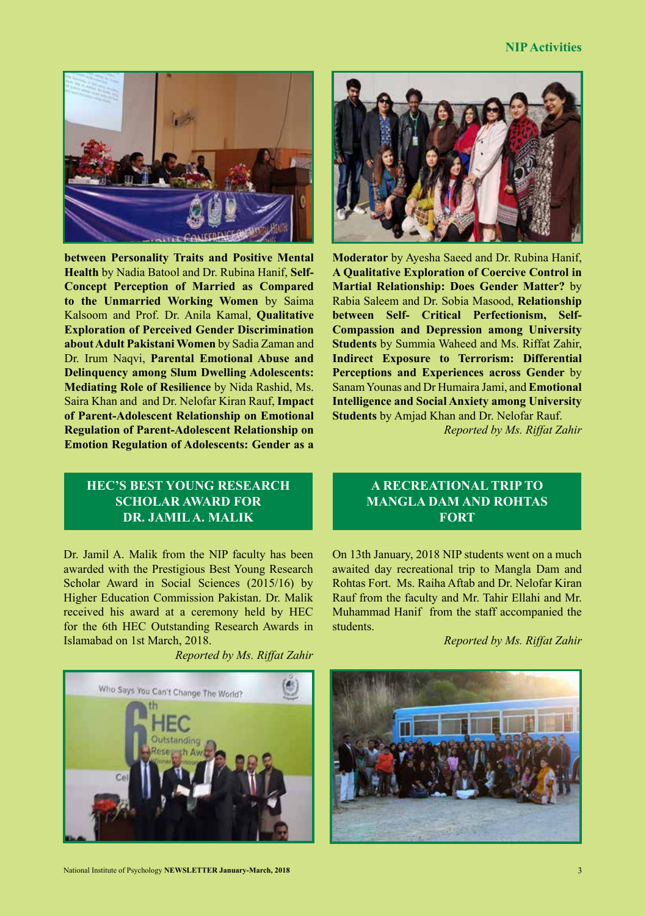**between Personality Traits and Positive Mental Health** by Nadia Batool and Dr. Rubina Hanif, **Self-Concept Perception of Married as Compared to the Unmarried Working Women** by Saima Kalsoom and Prof. Dr. Anila Kamal, **Qualitative Exploration of Perceived Gender Discrimination about Adult Pakistani Women** by Sadia Zaman and Dr. Irum Naqvi, **Parental Emotional Abuse and Delinquency among Slum Dwelling Adolescents: Mediating Role of Resilience** by Nida Rashid, Ms. Saira Khan and and Dr. Nelofar Kiran Rauf, **Impact of Parent-Adolescent Relationship on Emotional Regulation of Parent-Adolescent Relationship on Emotion Regulation of Adolescents: Gender as a Moderator** by Ayesha Saeed and Dr. Rubina Hanif, **A Qualitative Exploration of Coercive Control in Martial Relationship: Does Gender Matter?** by Rabia Saleem and Dr. Sobia Masood, **Relationship between Self- Critical Perfectionism, Self-Compassion and Depression among University Students** by Summia Waheed and Ms. Riffat Zahir, **Indirect Exposure to Terrorism: Differential Perceptions and Experiences across Gender** by Sanam Younas and Dr Humaira Jami, and **Emotional Intelligence and Social Anxiety among University Students** by Amjad Khan and Dr. Nelofar Rauf.

*Reported by Ms. Riffat Zahir*

## HEC'S BEST YOUNG RESEARCH SCHOLAR AWARD FOR DR. JAMIL A. MALIK

Dr. Jamil A. Malik from the NIP faculty has been awarded with the Prestigious Best Young Research Scholar Award in Social Sciences (2015/16) by Higher Education Commission Pakistan. Dr. Malik received his award at a ceremony held by HEC for the 6th HEC Outstanding Research Awards in Islamabad on 1st March, 2018.

*Reported by Ms. Riffat Zahir*

## A RECREATIONAL TRIP TO MANGLA DAM AND ROHTAS FORT

On 13th January, 2018 NIP students went on a much awaited day recreational trip to Mangla Dam and Rohtas Fort. Ms. Raiha Aftab and Dr. Nelofar Kiran Rauf from the faculty and Mr. Tahir Ellahi and Mr. Muhammad Hanif from the staff accompanied the students.

*Reported by Ms. Riffat Zahir*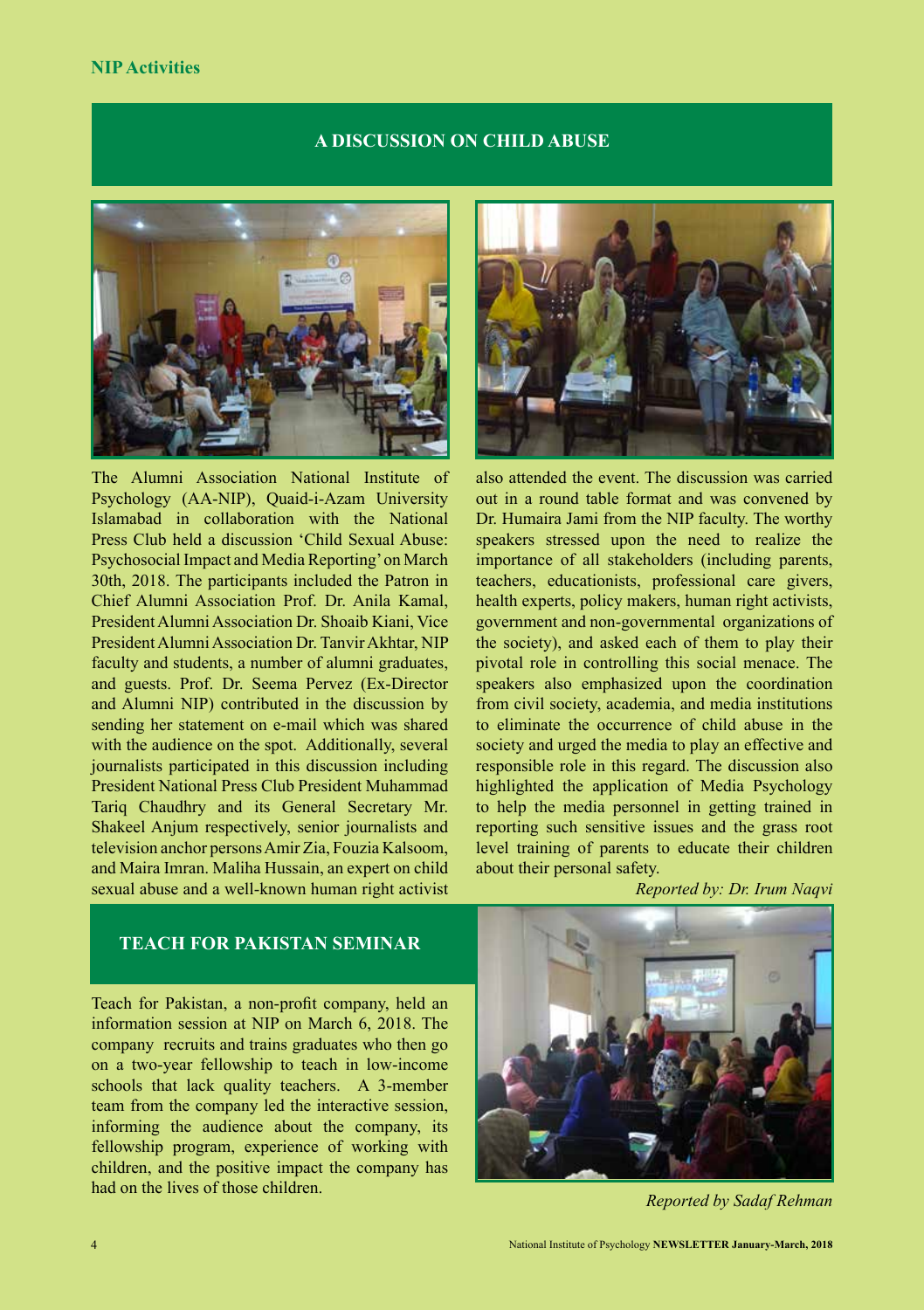## A DISCUSSION ON CHILD ABUSE

The Alumni Association National Institute of Psychology (AA-NIP), Quaid-i-Azam University Islamabad in collaboration with the National Press Club held a discussion 'Child Sexual Abuse: Psychosocial Impact and Media Reporting' on March 30th, 2018. The participants included the Patron in Chief Alumni Association Prof. Dr. Anila Kamal, President Alumni Association Dr. Shoaib Kiani, Vice President Alumni Association Dr. Tanvir Akhtar, NIP faculty and students, a number of alumni graduates, and guests. Prof. Dr. Seema Pervez (Ex-Director and Alumni NIP) contributed in the discussion by sending her statement on e-mail which was shared with the audience on the spot. Additionally, several journalists participated in this discussion including President National Press Club President Muhammad Tariq Chaudhry and its General Secretary Mr. Shakeel Anjum respectively, senior journalists and television anchor persons Amir Zia, Fouzia Kalsoom, and Maira Imran. Maliha Hussain, an expert on child sexual abuse and a well-known human right activist also attended the event. The discussion was carried out in a round table format and was convened by Dr. Humaira Jami from the NIP faculty. The worthy speakers stressed upon the need to realize the importance of all stakeholders (including parents, teachers, educationists, professional care givers, health experts, policy makers, human right activists, government and non-governmental organizations of the society), and asked each of them to play their pivotal role in controlling this social menace. The speakers also emphasized upon the coordination from civil society, academia, and media institutions to eliminate the occurrence of child abuse in the society and urged the media to play an effective and responsible role in this regard. The discussion also highlighted the application of Media Psychology to help the media personnel in getting trained in reporting such sensitive issues and the grass root level training of parents to educate their children about their personal safety.

*Reported by: Dr. Irum Naqvi*

## TEACH FOR PAKISTAN SEMINAR

Teach for Pakistan, a non-profit company, held an information session at NIP on March 6, 2018. The company recruits and trains graduates who then go on a two-year fellowship to teach in low-income schools that lack quality teachers. A 3-member team from the company led the interactive session, informing the audience about the company, its fellowship program, experience of working with children, and the positive impact the company has had on the lives of those children.

*Reported by Sadaf Rehman*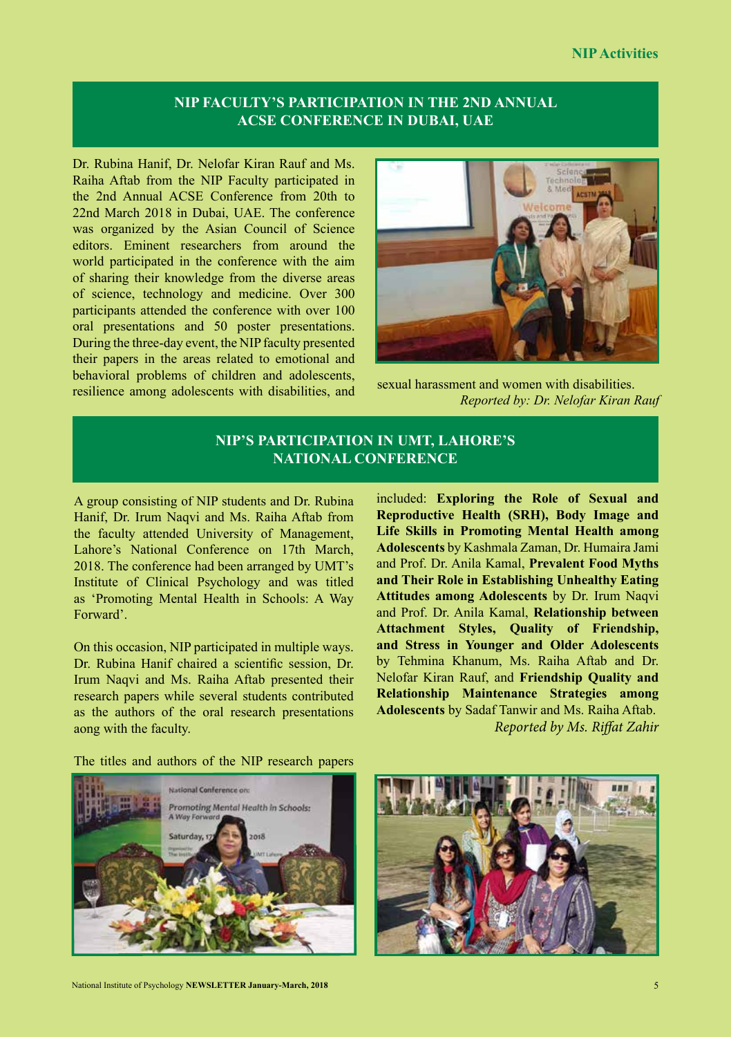## NIP FACULTY'S PARTICIPATION IN THE 2ND ANNUAL ACSE CONFERENCE IN DUBAI, UAE

Dr. Rubina Hanif, Dr. Nelofar Kiran Rauf and Ms. Raiha Aftab from the NIP Faculty participated in the 2nd Annual ACSE Conference from 20th to 22nd March 2018 in Dubai, UAE. The conference was organized by the Asian Council of Science editors. Eminent researchers from around the world participated in the conference with the aim of sharing their knowledge from the diverse areas of science, technology and medicine. Over 300 participants attended the conference with over 100 oral presentations and 50 poster presentations. During the three-day event, the NIP faculty presented their papers in the areas related to emotional and behavioral problems of children and adolescents, resilience among adolescents with disabilities, and sexual harassment and women with disabilities.

*Reported by: Dr. Nelofar Kiran Rauf*

## NIP'S PARTICIPATION IN UMT, LAHORE'S NATIONAL CONFERENCE

A group consisting of NIP students and Dr. Rubina Hanif, Dr. Irum Naqvi and Ms. Raiha Aftab from the faculty attended University of Management, Lahore's National Conference on 17th March, 2018. The conference had been arranged by UMT's Institute of Clinical Psychology and was titled as 'Promoting Mental Health in Schools: A Way Forward'.

On this occasion, NIP participated in multiple ways. Dr. Rubina Hanif chaired a scientific session, Dr. Irum Naqvi and Ms. Raiha Aftab presented their research papers while several students contributed as the authors of the oral research presentations aong with the faculty.

The titles and authors of the NIP research papers included: **Exploring the Role of Sexual and Reproductive Health (SRH), Body Image and Life Skills in Promoting Mental Health among Adolescents** by Kashmala Zaman, Dr. Humaira Jami and Prof. Dr. Anila Kamal, **Prevalent Food Myths and Their Role in Establishing Unhealthy Eating Attitudes among Adolescents** by Dr. Irum Naqvi and Prof. Dr. Anila Kamal, **Relationship between Attachment Styles, Quality of Friendship, and Stress in Younger and Older Adolescents** by Tehmina Khanum, Ms. Raiha Aftab and Dr. Nelofar Kiran Rauf, and **Friendship Quality and Relationship Maintenance Strategies among Adolescents** by Sadaf Tanwir and Ms. Raiha Aftab.

*Reported by Ms. Riffat Zahir*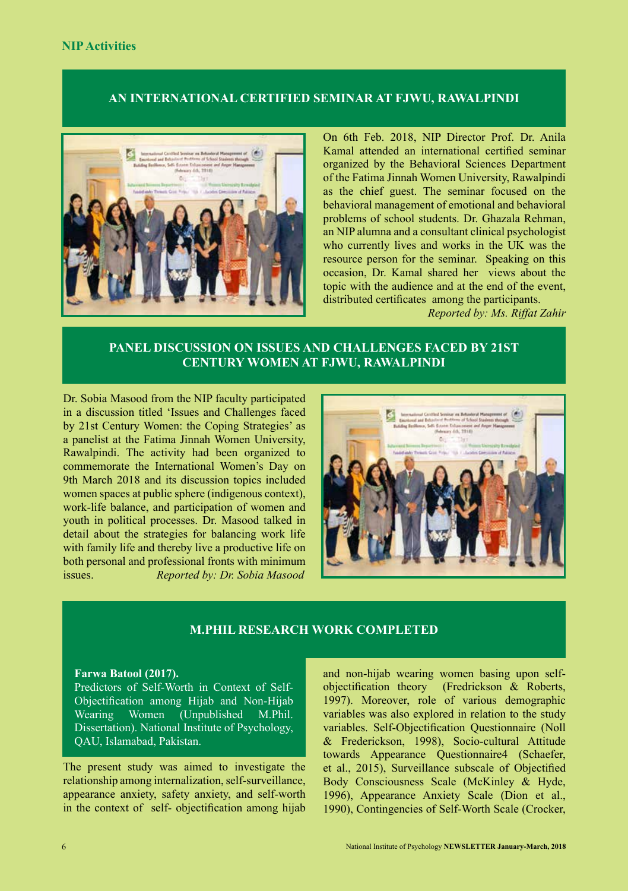## AN INTERNATIONAL CERTIFIED SEMINAR AT FJWU, RAWALPINDI

On 6th Feb. 2018, NIP Director Prof. Dr. Anila Kamal attended an international certified seminar organized by the Behavioral Sciences Department of the Fatima Jinnah Women University, Rawalpindi as the chief guest. The seminar focused on the behavioral management of emotional and behavioral problems of school students. Dr. Ghazala Rehman, an NIP alumna and a consultant clinical psychologist who currently lives and works in the UK was the resource person for the seminar. Speaking on this occasion, Dr. Kamal shared her views about the topic with the audience and at the end of the event, distributed certificates among the participants.

*Reported by: Ms. Riffat Zahir*

## PANEL DISCUSSION ON ISSUES AND CHALLENGES FACED BY 21ST CENTURY WOMEN AT FJWU, RAWALPINDI

Dr. Sobia Masood from the NIP faculty participated in a discussion titled 'Issues and Challenges faced by 21st Century Women: the Coping Strategies' as a panelist at the Fatima Jinnah Women University, Rawalpindi. The activity had been organized to commemorate the International Women's Day on 9th March 2018 and its discussion topics included women spaces at public sphere (indigenous context), work-life balance, and participation of women and youth in political processes. Dr. Masood talked in detail about the strategies for balancing work life with family life and thereby live a productive life on both personal and professional fronts with minimum issues.

*Reported by: Dr. Sobia Masood*

## M.PHIL RESEARCH WORK COMPLETED

**Farwa Batool (2017).**
Predictors of Self-Worth in Context of Self-Objectification among Hijab and Non-Hijab Wearing Women (Unpublished M.Phil. Dissertation). National Institute of Psychology, QAU, Islamabad, Pakistan.

The present study was aimed to investigate the relationship among internalization, self-surveillance, appearance anxiety, safety anxiety, and self-worth in the context of self- objectification among hijab and non-hijab wearing women basing upon self-objectification theory (Fredrickson & Roberts, 1997). Moreover, role of various demographic variables was also explored in relation to the study variables. Self-Objectification Questionnaire (Noll & Frederickson, 1998), Socio-cultural Attitude towards Appearance Questionnaire4 (Schaefer, et al., 2015), Surveillance subscale of Objectified Body Consciousness Scale (McKinley & Hyde, 1996), Appearance Anxiety Scale (Dion et al., 1990), Contingencies of Self-Worth Scale (Crocker,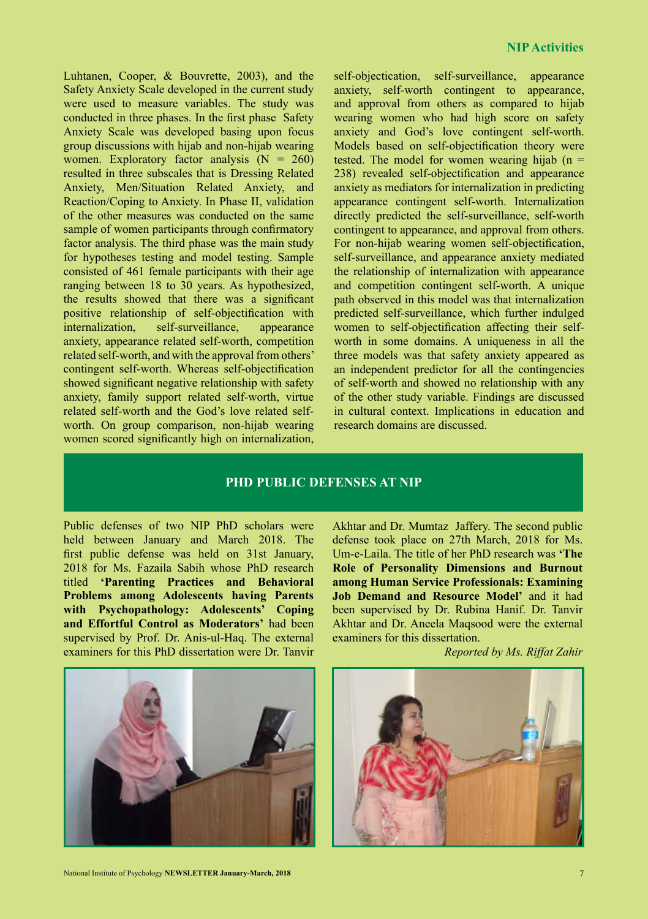Luhtanen, Cooper, & Bouvrette, 2003), and the Safety Anxiety Scale developed in the current study were used to measure variables. The study was conducted in three phases. In the first phase Safety Anxiety Scale was developed basing upon focus group discussions with hijab and non-hijab wearing women. Exploratory factor analysis (N = 260) resulted in three subscales that is Dressing Related Anxiety, Men/Situation Related Anxiety, and Reaction/Coping to Anxiety. In Phase II, validation of the other measures was conducted on the same sample of women participants through confirmatory factor analysis. The third phase was the main study for hypotheses testing and model testing. Sample consisted of 461 female participants with their age ranging between 18 to 30 years. As hypothesized, the results showed that there was a significant positive relationship of self-objectification with internalization, self-surveillance, appearance anxiety, appearance related self-worth, competition related self-worth, and with the approval from others' contingent self-worth. Whereas self-objectification showed significant negative relationship with safety anxiety, family support related self-worth, virtue related self-worth and the God's love related self-worth. On group comparison, non-hijab wearing women scored significantly high on internalization, self-objectication, self-surveillance, appearance anxiety, self-worth contingent to appearance, and approval from others as compared to hijab wearing women who had high score on safety anxiety and God's love contingent self-worth. Models based on self-objectification theory were tested. The model for women wearing hijab (n = 238) revealed self-objectification and appearance anxiety as mediators for internalization in predicting appearance contingent self-worth. Internalization directly predicted the self-surveillance, self-worth contingent to appearance, and approval from others. For non-hijab wearing women self-objectification, self-surveillance, and appearance anxiety mediated the relationship of internalization with appearance and competition contingent self-worth. A unique path observed in this model was that internalization predicted self-surveillance, which further indulged women to self-objectification affecting their self-worth in some domains. A uniqueness in all the three models was that safety anxiety appeared as an independent predictor for all the contingencies of self-worth and showed no relationship with any of the other study variable. Findings are discussed in cultural context. Implications in education and research domains are discussed.

## PHD PUBLIC DEFENSES AT NIP

Public defenses of two NIP PhD scholars were held between January and March 2018. The first public defense was held on 31st January, 2018 for Ms. Fazaila Sabih whose PhD research titled **'Parenting Practices and Behavioral Problems among Adolescents having Parents with Psychopathology: Adolescents' Coping and Effortful Control as Moderators'** had been supervised by Prof. Dr. Anis-ul-Haq. The external examiners for this PhD dissertation were Dr. Tanvir Akhtar and Dr. Mumtaz Jaffery. The second public defense took place on 27th March, 2018 for Ms. Um-e-Laila. The title of her PhD research was **'The Role of Personality Dimensions and Burnout among Human Service Professionals: Examining Job Demand and Resource Model'** and it had been supervised by Dr. Rubina Hanif. Dr. Tanvir Akhtar and Dr. Aneela Maqsood were the external examiners for this dissertation.

*Reported by Ms. Riffat Zahir*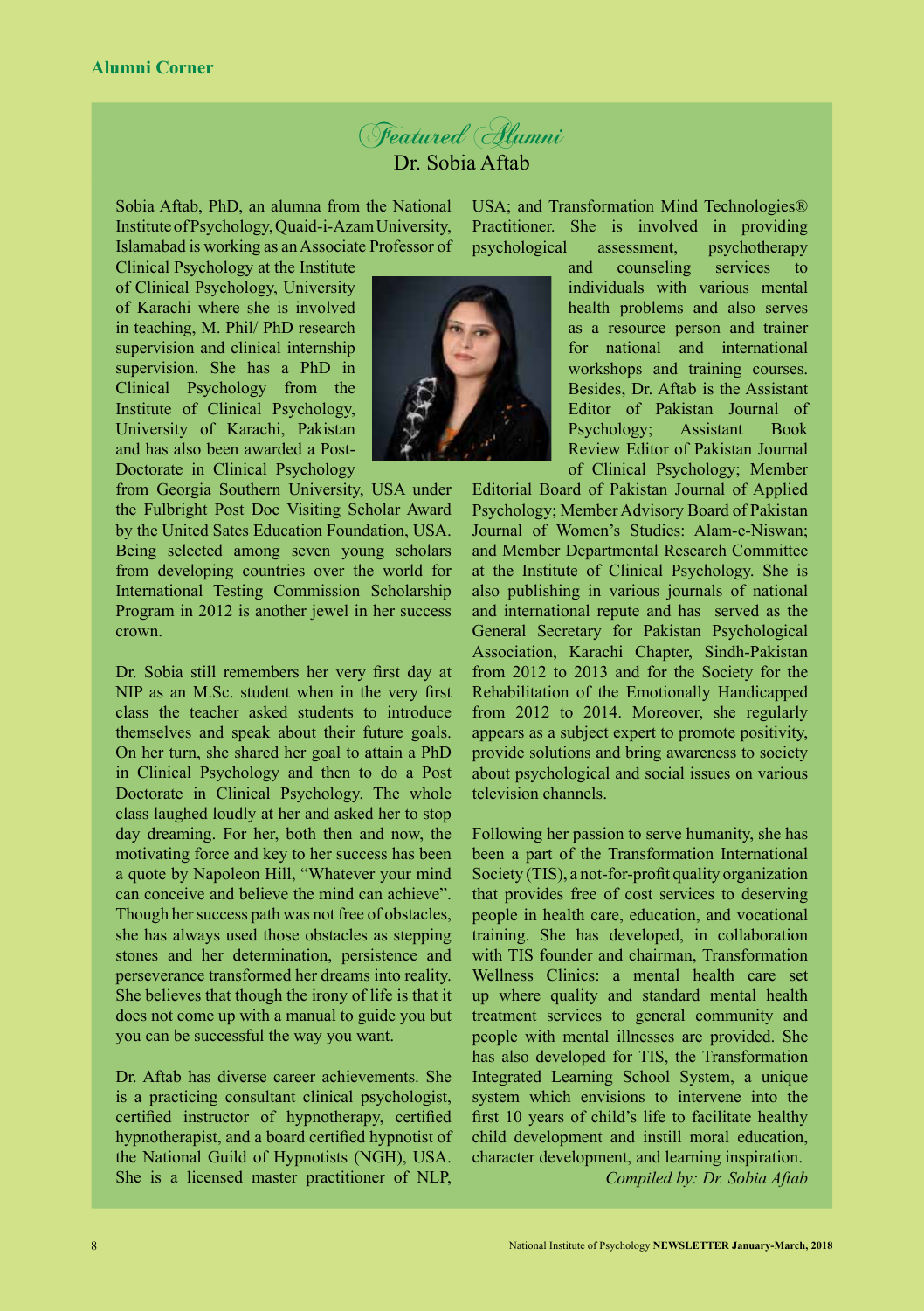## Alumni Corner

# *Featured Alumni*

## Dr. Sobia Aftab

Sobia Aftab, PhD, an alumna from the National Institute of Psychology, Quaid-i-Azam University, Islamabad is working as an Associate Professor of Clinical Psychology at the Institute of Clinical Psychology, University of Karachi where she is involved in teaching, M. Phil/ PhD research supervision and clinical internship supervision. She has a PhD in Clinical Psychology from the Institute of Clinical Psychology, University of Karachi, Pakistan and has also been awarded a Post-Doctorate in Clinical Psychology from Georgia Southern University, USA under the Fulbright Post Doc Visiting Scholar Award by the United Sates Education Foundation, USA. Being selected among seven young scholars from developing countries over the world for International Testing Commission Scholarship Program in 2012 is another jewel in her success crown.

Dr. Sobia still remembers her very first day at NIP as an M.Sc. student when in the very first class the teacher asked students to introduce themselves and speak about their future goals. On her turn, she shared her goal to attain a PhD in Clinical Psychology and then to do a Post Doctorate in Clinical Psychology. The whole class laughed loudly at her and asked her to stop day dreaming. For her, both then and now, the motivating force and key to her success has been a quote by Napoleon Hill, "Whatever your mind can conceive and believe the mind can achieve". Though her success path was not free of obstacles, she has always used those obstacles as stepping stones and her determination, persistence and perseverance transformed her dreams into reality. She believes that though the irony of life is that it does not come up with a manual to guide you but you can be successful the way you want.

Dr. Aftab has diverse career achievements. She is a practicing consultant clinical psychologist, certified instructor of hypnotherapy, certified hypnotherapist, and a board certified hypnotist of the National Guild of Hypnotists (NGH), USA. She is a licensed master practitioner of NLP, USA; and Transformation Mind Technologies® Practitioner. She is involved in providing psychological assessment, psychotherapy and counseling services to individuals with various mental health problems and also serves as a resource person and trainer for national and international workshops and training courses. Besides, Dr. Aftab is the Assistant Editor of Pakistan Journal of Psychology; Assistant Book Review Editor of Pakistan Journal of Clinical Psychology; Member Editorial Board of Pakistan Journal of Applied Psychology; Member Advisory Board of Pakistan Journal of Women's Studies: Alam-e-Niswan; and Member Departmental Research Committee at the Institute of Clinical Psychology. She is also publishing in various journals of national and international repute and has served as the General Secretary for Pakistan Psychological Association, Karachi Chapter, Sindh-Pakistan from 2012 to 2013 and for the Society for the Rehabilitation of the Emotionally Handicapped from 2012 to 2014. Moreover, she regularly appears as a subject expert to promote positivity, provide solutions and bring awareness to society about psychological and social issues on various television channels.

Following her passion to serve humanity, she has been a part of the Transformation International Society (TIS), a not-for-profit quality organization that provides free of cost services to deserving people in health care, education, and vocational training. She has developed, in collaboration with TIS founder and chairman, Transformation Wellness Clinics: a mental health care set up where quality and standard mental health treatment services to general community and people with mental illnesses are provided. She has also developed for TIS, the Transformation Integrated Learning School System, a unique system which envisions to intervene into the first 10 years of child's life to facilitate healthy child development and instill moral education, character development, and learning inspiration.

*Compiled by: Dr. Sobia Aftab*